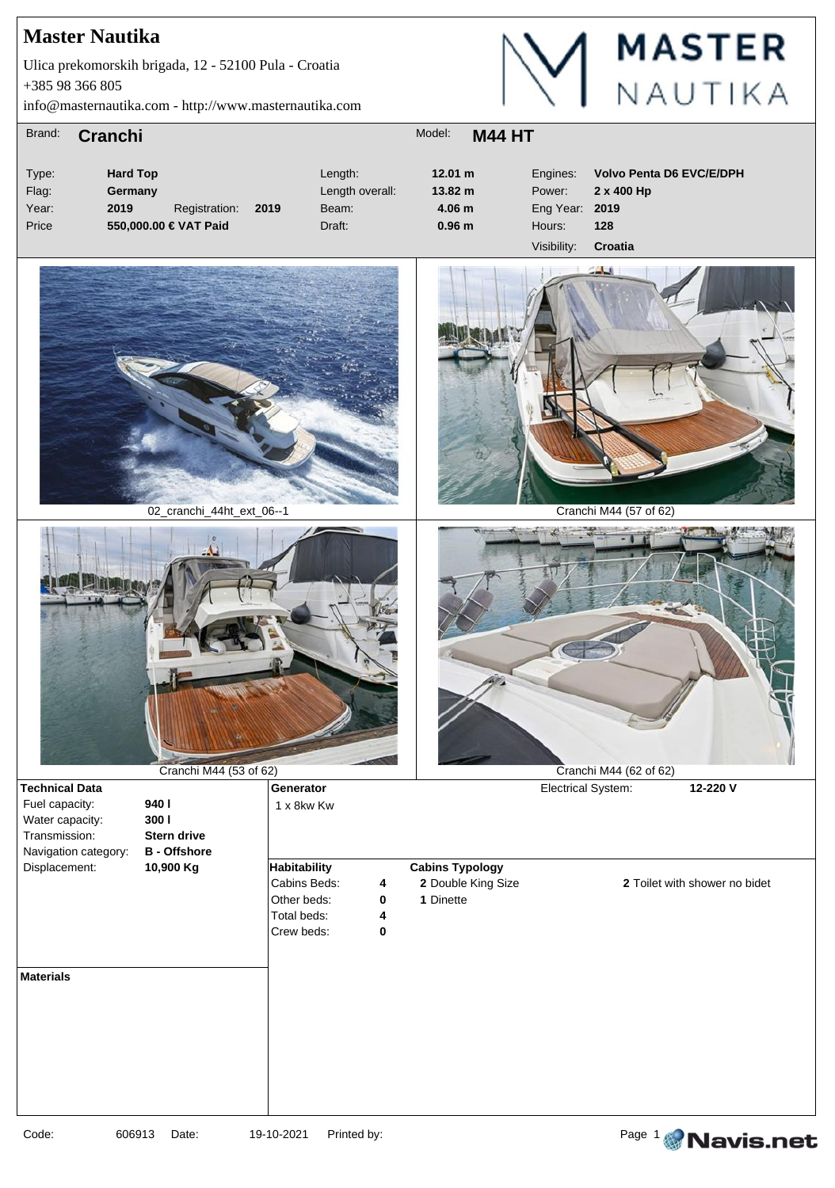# Master Nautika

Ulica prekomorskih brigada, 12 - 52100 Pula - Croatia
+385 98 366 805
info@masternautika.com - http://www.masternautika.com

| | | | | | |
|---|---|---|---|---|---|
| Brand: | **Cranchi** | Model: | **M44 HT** | | |
| Type: | **Hard Top** | Length: | **12.01 m** | Engines: | **Volvo Penta D6 EVC/E/DPH** |
| Flag: | **Germany** | Length overall: | **13.82 m** | Power: | **2 x 400 Hp** |
| Year: | **2019** Registration: **2019** | Beam: | **4.06 m** | Eng Year: | **2019** |
| Price | **550,000.00 € VAT Paid** | Draft: | **0.96 m** | Hours: | **128** |
| | | | | Visibility: | **Croatia** |

02_cranchi_44ht_ext_06--1

Cranchi M44 (57 of 62)

Cranchi M44 (53 of 62)

Cranchi M44 (62 of 62)

**Technical Data**

| | |
|---|---|
| Fuel capacity: | **940 l** |
| Water capacity: | **300 l** |
| Transmission: | **Stern drive** |
| Navigation category: | **B - Offshore** |
| Displacement: | **10,900 Kg** |

**Generator**

1 x 8kw Kw

Electrical System: **12-220 V**

**Habitability**

| | |
|---|---|
| Cabins Beds: | **4** |
| Other beds: | **0** |
| Total beds: | **4** |
| Crew beds: | **0** |

**Cabins Typology**

**2** Double King Size
**1** Dinette
**2** Toilet with shower no bidet

**Materials**

Code: 606913 Date: 19-10-2021 Printed by: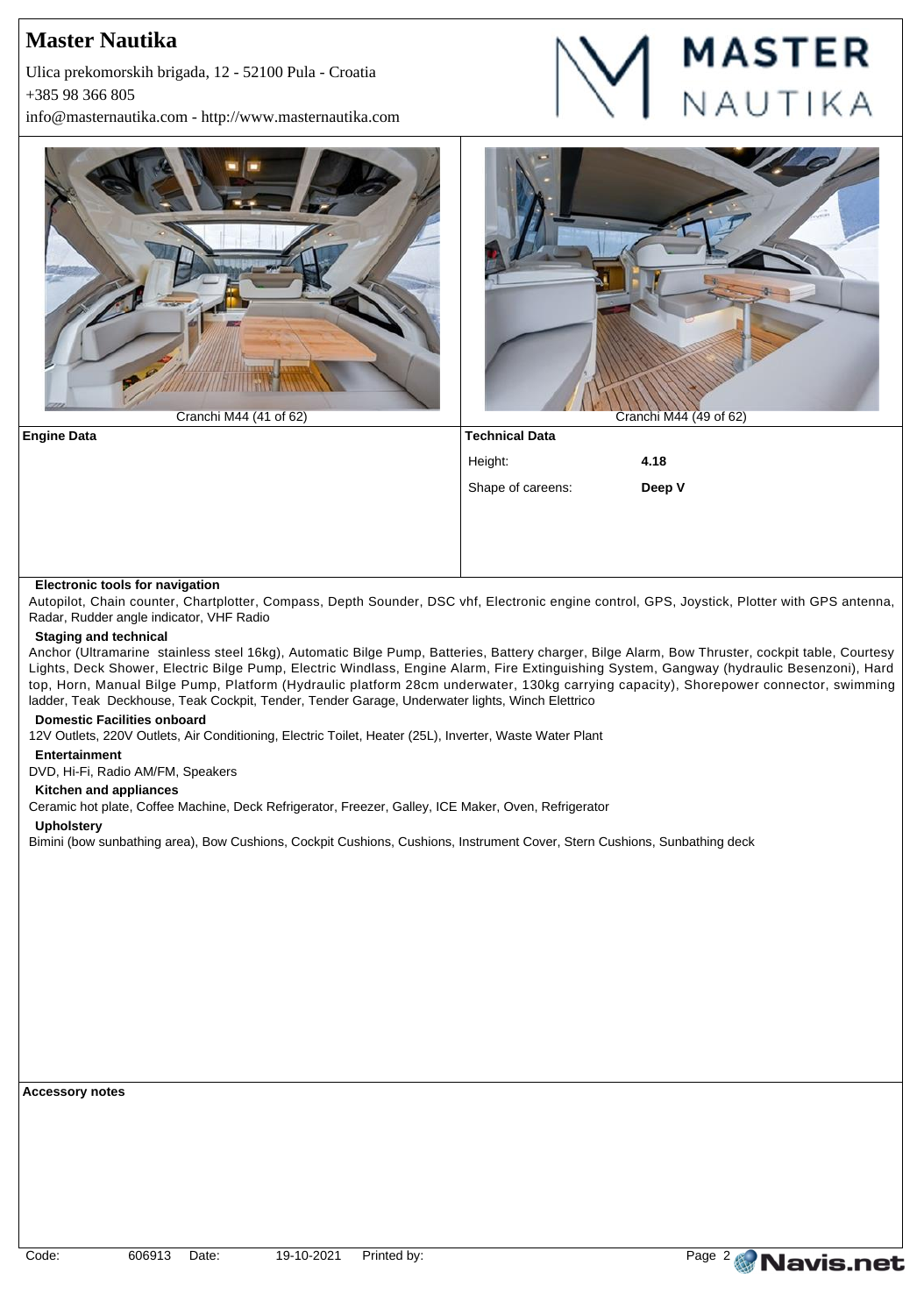Cranchi M44 (41 of 62)

Cranchi M44 (49 of 62)

**Engine Data**

**Technical Data**

| | |
|---|---|
| Height: | **4.18** |
| Shape of careens: | **Deep V** |

**Electronic tools for navigation**

Autopilot, Chain counter, Chartplotter, Compass, Depth Sounder, DSC vhf, Electronic engine control, GPS, Joystick, Plotter with GPS antenna, Radar, Rudder angle indicator, VHF Radio

**Staging and technical**

Anchor (Ultramarine stainless steel 16kg), Automatic Bilge Pump, Batteries, Battery charger, Bilge Alarm, Bow Thruster, cockpit table, Courtesy Lights, Deck Shower, Electric Bilge Pump, Electric Windlass, Engine Alarm, Fire Extinguishing System, Gangway (hydraulic Besenzoni), Hard top, Horn, Manual Bilge Pump, Platform (Hydraulic platform 28cm underwater, 130kg carrying capacity), Shorepower connector, swimming ladder, Teak Deckhouse, Teak Cockpit, Tender, Tender Garage, Underwater lights, Winch Elettrico

**Domestic Facilities onboard**

12V Outlets, 220V Outlets, Air Conditioning, Electric Toilet, Heater (25L), Inverter, Waste Water Plant

**Entertainment**

DVD, Hi-Fi, Radio AM/FM, Speakers

**Kitchen and appliances**

Ceramic hot plate, Coffee Machine, Deck Refrigerator, Freezer, Galley, ICE Maker, Oven, Refrigerator

**Upholstery**

Bimini (bow sunbathing area), Bow Cushions, Cockpit Cushions, Cushions, Instrument Cover, Stern Cushions, Sunbathing deck

**Accessory notes**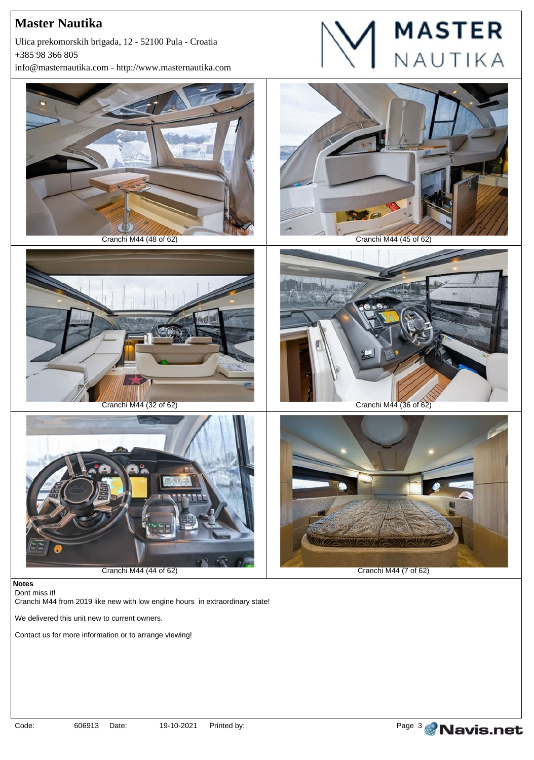Cranchi M44 (48 of 62)

Cranchi M44 (45 of 62)

Cranchi M44 (32 of 62)

Cranchi M44 (36 of 62)

Cranchi M44 (44 of 62)

Cranchi M44 (7 of 62)

**Notes**

Dont miss it!

Cranchi M44 from 2019 like new with low engine hours in extraordinary state!

We delivered this unit new to current owners.

Contact us for more information or to arrange viewing!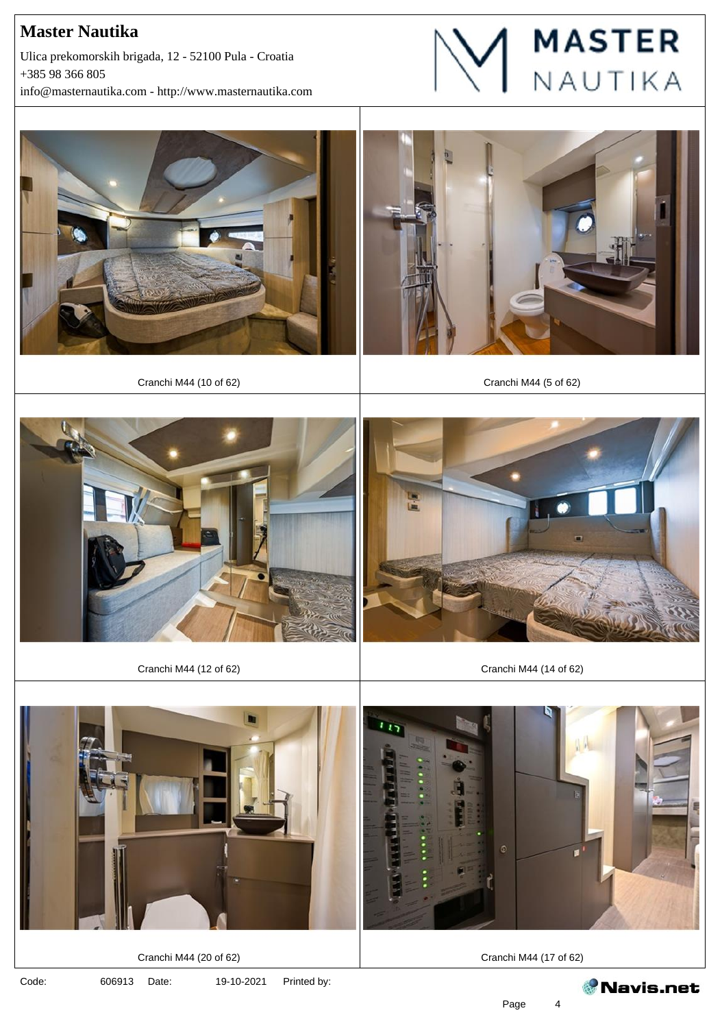# Master Nautika

Ulica prekomorskih brigada, 12 - 52100 Pula - Croatia
+385 98 366 805
info@masternautika.com - http://www.masternautika.com

Cranchi M44 (10 of 62)

Cranchi M44 (5 of 62)

Cranchi M44 (12 of 62)

Cranchi M44 (14 of 62)

Cranchi M44 (20 of 62)

Cranchi M44 (17 of 62)

Code: 606913 Date: 19-10-2021 Printed by: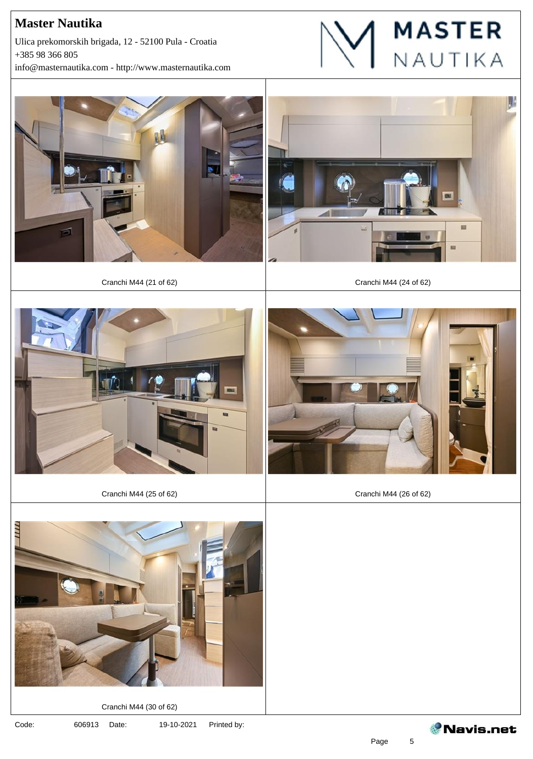**Master Nautika**

Ulica prekomorskih brigada, 12 - 52100 Pula - Croatia
+385 98 366 805
info@masternautika.com - http://www.masternautika.com

Cranchi M44 (21 of 62)

Cranchi M44 (24 of 62)

Cranchi M44 (25 of 62)

Cranchi M44 (26 of 62)

Cranchi M44 (30 of 62)

Code: 606913 Date: 19-10-2021 Printed by: